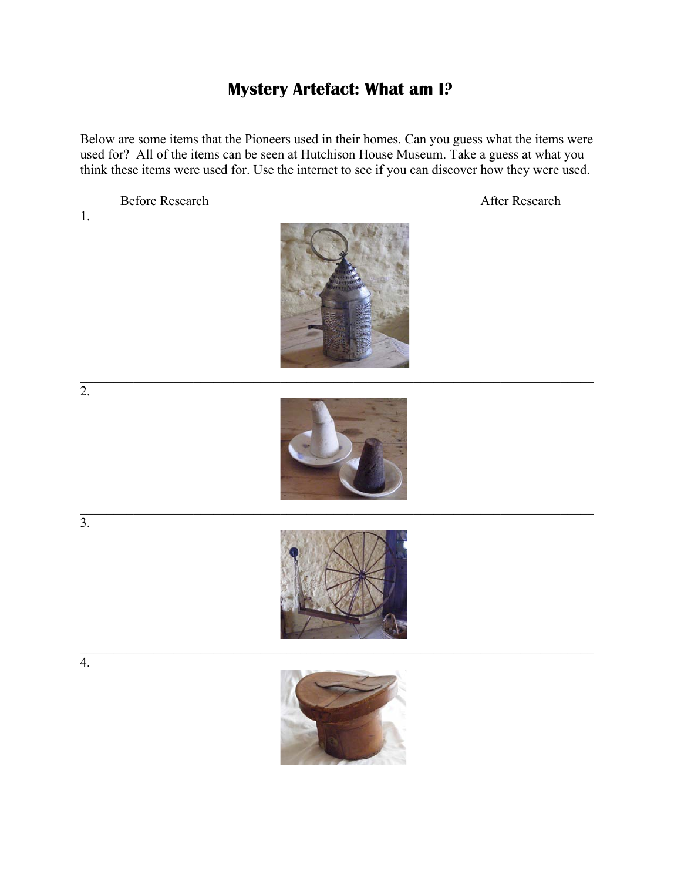# Mystery Artefact: What am I?

Below are some items that the Pioneers used in their homes. Can you guess what the items were used for? All of the items can be seen at Hutchison House Museum. Take a guess at what you think these items were used for. Use the internet to see if you can discover how they were used.

Before Research | After Research

1.

---

2.

---

3.

---

4.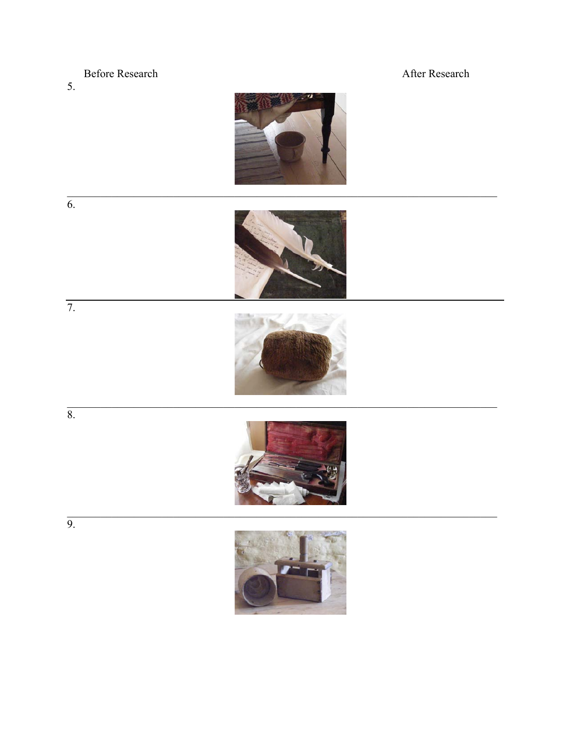Before Research | After Research

5.

---

6.

---

7.

---

8.

---

9.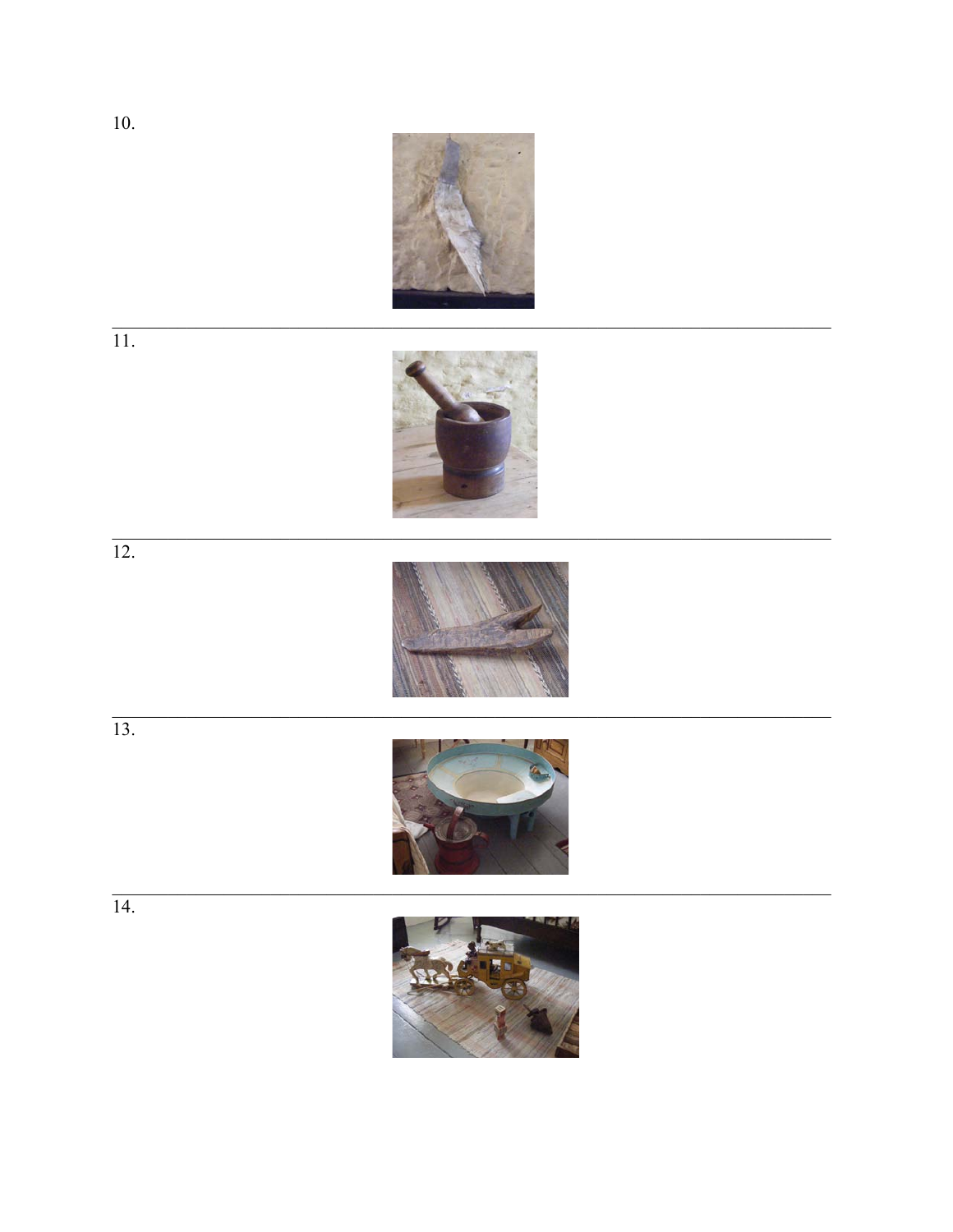10.

---

11.

---

12.

---

13.

---

14.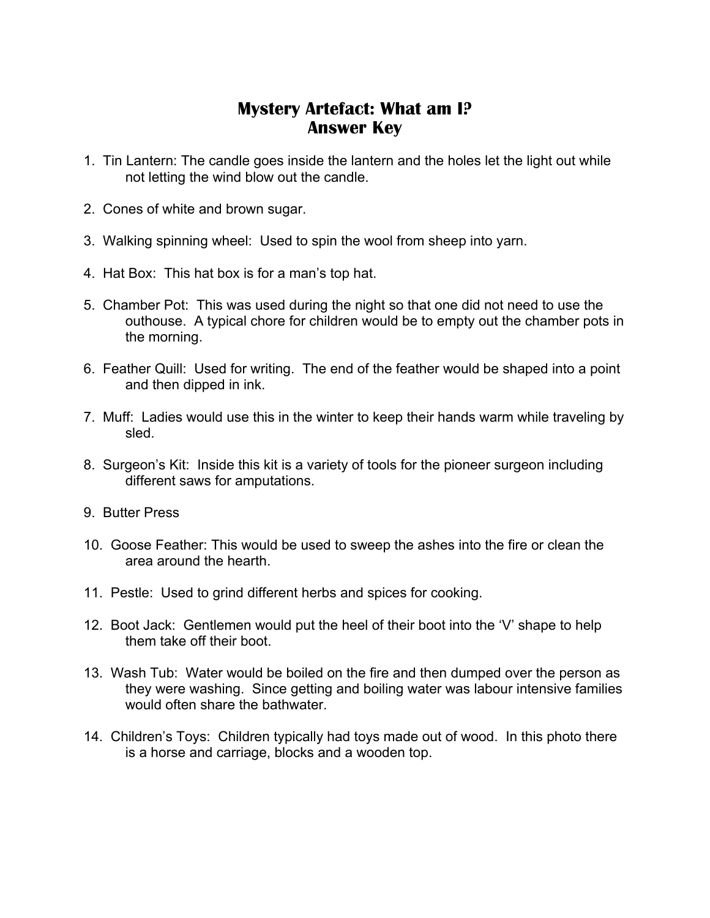# Mystery Artefact: What am I?
# Answer Key

1. Tin Lantern: The candle goes inside the lantern and the holes let the light out while not letting the wind blow out the candle.

2. Cones of white and brown sugar.

3. Walking spinning wheel: Used to spin the wool from sheep into yarn.

4. Hat Box: This hat box is for a man's top hat.

5. Chamber Pot: This was used during the night so that one did not need to use the outhouse. A typical chore for children would be to empty out the chamber pots in the morning.

6. Feather Quill: Used for writing. The end of the feather would be shaped into a point and then dipped in ink.

7. Muff: Ladies would use this in the winter to keep their hands warm while traveling by sled.

8. Surgeon's Kit: Inside this kit is a variety of tools for the pioneer surgeon including different saws for amputations.

9. Butter Press

10. Goose Feather: This would be used to sweep the ashes into the fire or clean the area around the hearth.

11. Pestle: Used to grind different herbs and spices for cooking.

12. Boot Jack: Gentlemen would put the heel of their boot into the 'V' shape to help them take off their boot.

13. Wash Tub: Water would be boiled on the fire and then dumped over the person as they were washing. Since getting and boiling water was labour intensive families would often share the bathwater.

14. Children's Toys: Children typically had toys made out of wood. In this photo there is a horse and carriage, blocks and a wooden top.